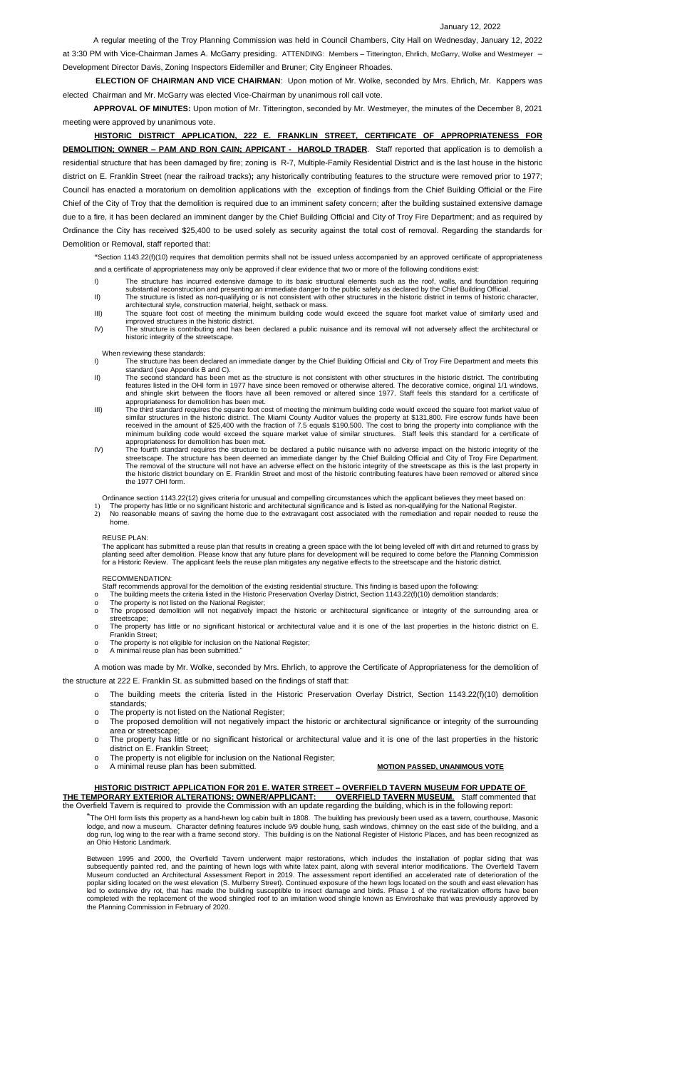January 12, 2022

A regular meeting of the Troy Planning Commission was held in Council Chambers, City Hall on Wednesday, January 12, 2022 at 3:30 PM with Vice-Chairman James A. McGarry presiding. ATTENDING: Members – Titterington, Ehrlich, McGarry, Wolke and Westmeyer – Development Director Davis, Zoning Inspectors Eidemiller and Bruner; City Engineer Rhoades.

**ELECTION OF CHAIRMAN AND VICE CHAIRMAN**: Upon motion of Mr. Wolke, seconded by Mrs. Ehrlich, Mr. Kappers was elected Chairman and Mr. McGarry was elected Vice-Chairman by unanimous roll call vote.

**APPROVAL OF MINUTES:** Upon motion of Mr. Titterington, seconded by Mr. Westmeyer, the minutes of the December 8, 2021 meeting were approved by unanimous vote.

**HISTORIC DISTRICT APPLICATION, 222 E. FRANKLIN STREET, CERTIFICATE OF APPROPRIATENESS FOR DEMOLITION; OWNER – PAM AND RON CAIN; APPLICANT - HAROLD TRADER**. Staff reported that application is to demolish a residential structure that has been damaged by fire; zoning is R-7, Multiple-Family Residential District and is the last house in the historic district on E. Franklin Street (near the railroad tracks)**;** any historically contributing features to the structure were removed prior to 1977; Council has enacted a moratorium on demolition applications with the exception of findings from the Chief Building Official or the Fire Chief of the City of Troy that the demolition is required due to an imminent safety concern; after the building sustained extensive damage due to a fire, it has been declared an imminent danger by the Chief Building Official and City of Troy Fire Department; and as required by Ordinance the City has received $25,400 to be used solely as security against the total cost of removal. Regarding the standards for Demolition or Removal, staff reported that:

"Section 1143.22(f)(10) requires that demolition permits shall not be issued unless accompanied by an approved certificate of appropriateness and a certificate of appropriateness may only be approved if clear evidence that two or more of the following conditions exist:

I) The structure has incurred extensive damage to its basic structural elements such as the roof, walls, and foundation requiring substantial reconstruction and presenting an immediate danger to the public safety as declared by the Chief Building Official.
II) The structure is listed as non-qualifying or is not consistent with other structures in the historic district in terms of historic character, architectural style, construction material, height, setback or mass.
III) The square foot cost of meeting the minimum building code would exceed the square foot market value of similarly used and improved structures in the historic district.
IV) The structure is contributing and has been declared a public nuisance and its removal will not adversely affect the architectural or historic integrity of the streetscape.

When reviewing these standards:

I) The structure has been declared an immediate danger by the Chief Building Official and City of Troy Fire Department and meets this standard (see Appendix B and C).
II) The second standard has been met as the structure is not consistent with other structures in the historic district. The contributing features listed in the OHI form in 1977 have since been removed or otherwise altered. The decorative cornice, original 1/1 windows, and shingle skirt between the floors have all been removed or altered since 1977. Staff feels this standard for a certificate of appropriateness for demolition has been met.
III) The third standard requires the square foot cost of meeting the minimum building code would exceed the square foot market value of similar structures in the historic district. The Miami County Auditor values the property at $131,800. Fire escrow funds have been received in the amount of $25,400 with the fraction of 7.5 equals $190,500. The cost to bring the property into compliance with the minimum building code would exceed the square market value of similar structures. Staff feels this standard for a certificate of appropriateness for demolition has been met.
IV) The fourth standard requires the structure to be declared a public nuisance with no adverse impact on the historic integrity of the streetscape. The structure has been deemed an immediate danger by the Chief Building Official and City of Troy Fire Department. The removal of the structure will not have an adverse effect on the historic integrity of the streetscape as this is the last property in the historic district boundary on E. Franklin Street and most of the historic contributing features have been removed or altered since the 1977 OHI form.

Ordinance section 1143.22(12) gives criteria for unusual and compelling circumstances which the applicant believes they meet based on:

1) The property has little or no significant historic and architectural significance and is listed as non-qualifying for the National Register.
2) No reasonable means of saving the home due to the extravagant cost associated with the remediation and repair needed to reuse the home.

REUSE PLAN:

The applicant has submitted a reuse plan that results in creating a green space with the lot being leveled off with dirt and returned to grass by planting seed after demolition. Please know that any future plans for development will be required to come before the Planning Commission for a Historic Review. The applicant feels the reuse plan mitigates any negative effects to the streetscape and the historic district.

RECOMMENDATION:

Staff recommends approval for the demolition of the existing residential structure. This finding is based upon the following:

- The building meets the criteria listed in the Historic Preservation Overlay District, Section 1143.22(f)(10) demolition standards;
- The property is not listed on the National Register;
- The proposed demolition will not negatively impact the historic or architectural significance or integrity of the surrounding area or streetscape;
- The property has little or no significant historical or architectural value and it is one of the last properties in the historic district on E. Franklin Street;
- The property is not eligible for inclusion on the National Register;
- A minimal reuse plan has been submitted."

A motion was made by Mr. Wolke, seconded by Mrs. Ehrlich, to approve the Certificate of Appropriateness for the demolition of the structure at 222 E. Franklin St. as submitted based on the findings of staff that:

- The building meets the criteria listed in the Historic Preservation Overlay District, Section 1143.22(f)(10) demolition standards;
- The property is not listed on the National Register;
- The proposed demolition will not negatively impact the historic or architectural significance or integrity of the surrounding area or streetscape;
- The property has little or no significant historical or architectural value and it is one of the last properties in the historic district on E. Franklin Street;
- The property is not eligible for inclusion on the National Register;
- A minimal reuse plan has been submitted. **MOTION PASSED, UNANIMOUS VOTE**

**HISTORIC DISTRICT APPLICATION FOR 201 E. WATER STREET – OVERFIELD TAVERN MUSEUM FOR UPDATE OF THE TEMPORARY EXTERIOR ALTERATIONS; OWNER/APPLICANT: OVERFIELD TAVERN MUSEUM.** Staff commented that the Overfield Tavern is required to provide the Commission with an update regarding the building, which is in the following report:

"The OHI form lists this property as a hand-hewn log cabin built in 1808. The building has previously been used as a tavern, courthouse, Masonic lodge, and now a museum. Character defining features include 9/9 double hung, sash windows, chimney on the east side of the building, and a dog run, log wing to the rear with a frame second story. This building is on the National Register of Historic Places, and has been recognized as an Ohio Historic Landmark.

Between 1995 and 2000, the Overfield Tavern underwent major restorations, which includes the installation of poplar siding that was subsequently painted red, and the painting of hewn logs with white latex paint, along with several interior modifications. The Overfield Tavern Museum conducted an Architectural Assessment Report in 2019. The assessment report identified an accelerated rate of deterioration of the poplar siding located on the west elevation (S. Mulberry Street). Continued exposure of the hewn logs located on the south and east elevation has led to extensive dry rot, that has made the building susceptible to insect damage and birds. Phase 1 of the revitalization efforts have been completed with the replacement of the wood shingled roof to an imitation wood shingle known as Enviroshake that was previously approved by the Planning Commission in February of 2020.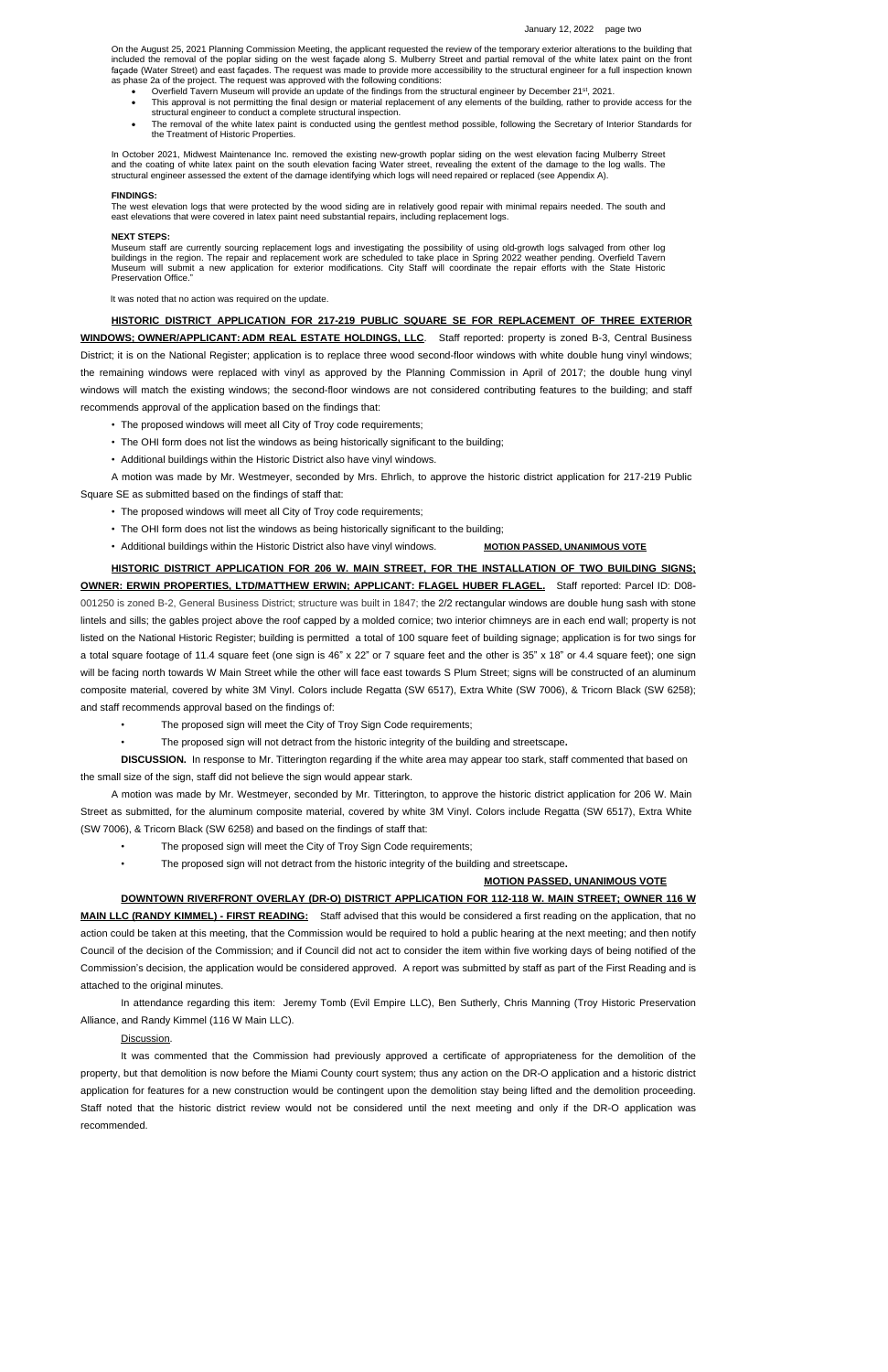On the August 25, 2021 Planning Commission Meeting, the applicant requested the review of the temporary exterior alterations to the building that included the removal of the poplar siding on the west façade along S. Mulberry Street and partial removal of the white latex paint on the front façade (Water Street) and east façades. The request was made to provide more accessibility to the structural engineer for a full inspection known as phase 2a of the project. The request was approved with the following conditions:

- Overfield Tavern Museum will provide an update of the findings from the structural engineer by December 21st, 2021.
- This approval is not permitting the final design or material replacement of any elements of the building, rather to provide access for the structural engineer to conduct a complete structural inspection.
- The removal of the white latex paint is conducted using the gentlest method possible, following the Secretary of Interior Standards for the Treatment of Historic Properties.

In October 2021, Midwest Maintenance Inc. removed the existing new-growth poplar siding on the west elevation facing Mulberry Street and the coating of white latex paint on the south elevation facing Water street, revealing the extent of the damage to the log walls. The structural engineer assessed the extent of the damage identifying which logs will need repaired or replaced (see Appendix A).

**FINDINGS:**
The west elevation logs that were protected by the wood siding are in relatively good repair with minimal repairs needed. The south and east elevations that were covered in latex paint need substantial repairs, including replacement logs.

**NEXT STEPS:**
Museum staff are currently sourcing replacement logs and investigating the possibility of using old-growth logs salvaged from other log buildings in the region. The repair and replacement work are scheduled to take place in Spring 2022 weather pending. Overfield Tavern Museum will submit a new application for exterior modifications. City Staff will coordinate the repair efforts with the State Historic Preservation Office."

It was noted that no action was required on the update.

**HISTORIC DISTRICT APPLICATION FOR 217-219 PUBLIC SQUARE SE FOR REPLACEMENT OF THREE EXTERIOR WINDOWS; OWNER/APPLICANT: ADM REAL ESTATE HOLDINGS, LLC**. Staff reported: property is zoned B-3, Central Business District; it is on the National Register; application is to replace three wood second-floor windows with white double hung vinyl windows; the remaining windows were replaced with vinyl as approved by the Planning Commission in April of 2017; the double hung vinyl windows will match the existing windows; the second-floor windows are not considered contributing features to the building; and staff recommends approval of the application based on the findings that:

- The proposed windows will meet all City of Troy code requirements;
- The OHI form does not list the windows as being historically significant to the building;
- Additional buildings within the Historic District also have vinyl windows.

A motion was made by Mr. Westmeyer, seconded by Mrs. Ehrlich, to approve the historic district application for 217-219 Public Square SE as submitted based on the findings of staff that:

- The proposed windows will meet all City of Troy code requirements;
- The OHI form does not list the windows as being historically significant to the building;
- Additional buildings within the Historic District also have vinyl windows. **MOTION PASSED, UNANIMOUS VOTE**

**HISTORIC DISTRICT APPLICATION FOR 206 W. MAIN STREET, FOR THE INSTALLATION OF TWO BUILDING SIGNS; OWNER: ERWIN PROPERTIES, LTD/MATTHEW ERWIN; APPLICANT: FLAGEL HUBER FLAGEL.** Staff reported: Parcel ID: D08-001250 is zoned B-2, General Business District; structure was built in 1847; the 2/2 rectangular windows are double hung sash with stone lintels and sills; the gables project above the roof capped by a molded cornice; two interior chimneys are in each end wall; property is not listed on the National Historic Register; building is permitted a total of 100 square feet of building signage; application is for two sings for a total square footage of 11.4 square feet (one sign is 46" x 22" or 7 square feet and the other is 35" x 18" or 4.4 square feet); one sign will be facing north towards W Main Street while the other will face east towards S Plum Street; signs will be constructed of an aluminum composite material, covered by white 3M Vinyl. Colors include Regatta (SW 6517), Extra White (SW 7006), & Tricorn Black (SW 6258); and staff recommends approval based on the findings of:

- The proposed sign will meet the City of Troy Sign Code requirements;
- The proposed sign will not detract from the historic integrity of the building and streetscape**.**

**DISCUSSION.** In response to Mr. Titterington regarding if the white area may appear too stark, staff commented that based on the small size of the sign, staff did not believe the sign would appear stark.

A motion was made by Mr. Westmeyer, seconded by Mr. Titterington, to approve the historic district application for 206 W. Main Street as submitted, for the aluminum composite material, covered by white 3M Vinyl. Colors include Regatta (SW 6517), Extra White (SW 7006), & Tricorn Black (SW 6258) and based on the findings of staff that:

- The proposed sign will meet the City of Troy Sign Code requirements;
- The proposed sign will not detract from the historic integrity of the building and streetscape**.**

**MOTION PASSED, UNANIMOUS VOTE**

**DOWNTOWN RIVERFRONT OVERLAY (DR-O) DISTRICT APPLICATION FOR 112-118 W. MAIN STREET; OWNER 116 W MAIN LLC (RANDY KIMMEL) - FIRST READING:** Staff advised that this would be considered a first reading on the application, that no action could be taken at this meeting, that the Commission would be required to hold a public hearing at the next meeting; and then notify Council of the decision of the Commission; and if Council did not act to consider the item within five working days of being notified of the Commission's decision, the application would be considered approved. A report was submitted by staff as part of the First Reading and is attached to the original minutes.

In attendance regarding this item: Jeremy Tomb (Evil Empire LLC), Ben Sutherly, Chris Manning (Troy Historic Preservation Alliance, and Randy Kimmel (116 W Main LLC).

Discussion.

It was commented that the Commission had previously approved a certificate of appropriateness for the demolition of the property, but that demolition is now before the Miami County court system; thus any action on the DR-O application and a historic district application for features for a new construction would be contingent upon the demolition stay being lifted and the demolition proceeding. Staff noted that the historic district review would not be considered until the next meeting and only if the DR-O application was recommended.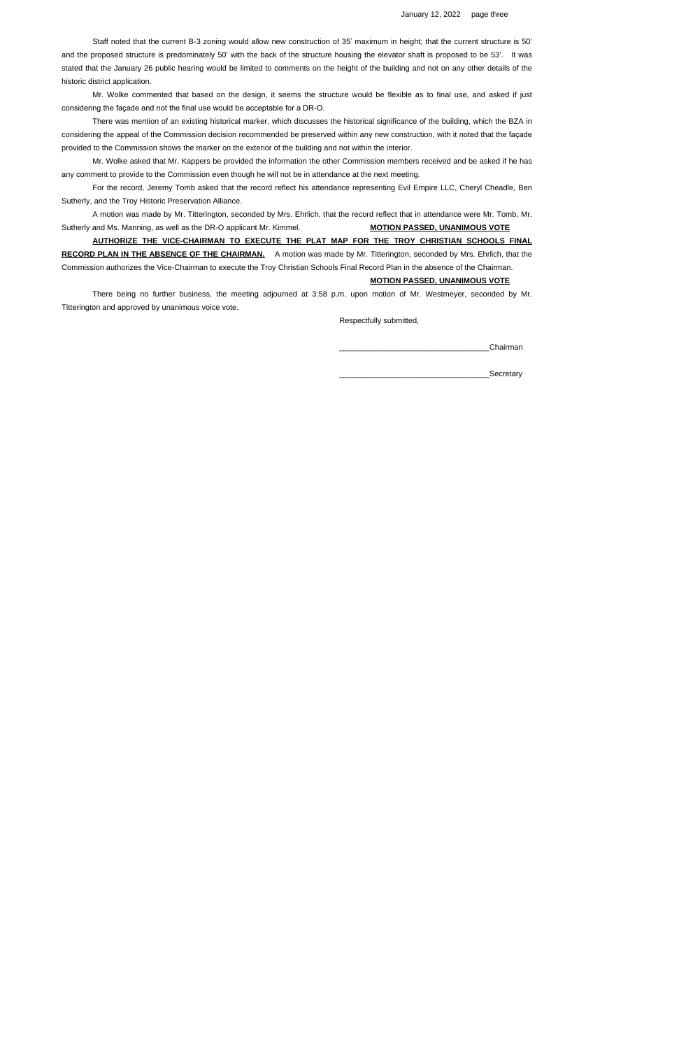Staff noted that the current B-3 zoning would allow new construction of 35' maximum in height; that the current structure is 50' and the proposed structure is predominately 50' with the back of the structure housing the elevator shaft is proposed to be 53'. It was stated that the January 26 public hearing would be limited to comments on the height of the building and not on any other details of the historic district application.

Mr. Wolke commented that based on the design, it seems the structure would be flexible as to final use, and asked if just considering the façade and not the final use would be acceptable for a DR-O.

There was mention of an existing historical marker, which discusses the historical significance of the building, which the BZA in considering the appeal of the Commission decision recommended be preserved within any new construction, with it noted that the façade provided to the Commission shows the marker on the exterior of the building and not within the interior.

Mr. Wolke asked that Mr. Kappers be provided the information the other Commission members received and be asked if he has any comment to provide to the Commission even though he will not be in attendance at the next meeting.

For the record, Jeremy Tomb asked that the record reflect his attendance representing Evil Empire LLC, Cheryl Cheadle, Ben Sutherly, and the Troy Historic Preservation Alliance.

A motion was made by Mr. Titterington, seconded by Mrs. Ehrlich, that the record reflect that in attendance were Mr. Tomb, Mr. Sutherly and Ms. Manning, as well as the DR-O applicant Mr. Kimmel. **MOTION PASSED, UNANIMOUS VOTE**

**AUTHORIZE THE VICE-CHAIRMAN TO EXECUTE THE PLAT MAP FOR THE TROY CHRISTIAN SCHOOLS FINAL RECORD PLAN IN THE ABSENCE OF THE CHAIRMAN.** A motion was made by Mr. Titterington, seconded by Mrs. Ehrlich, that the Commission authorizes the Vice-Chairman to execute the Troy Christian Schools Final Record Plan in the absence of the Chairman.

**MOTION PASSED, UNANIMOUS VOTE**

There being no further business, the meeting adjourned at 3:58 p.m. upon motion of Mr. Westmeyer, seconded by Mr. Titterington and approved by unanimous voice vote.

Respectfully submitted,

___________________________________Chairman

___________________________________Secretary